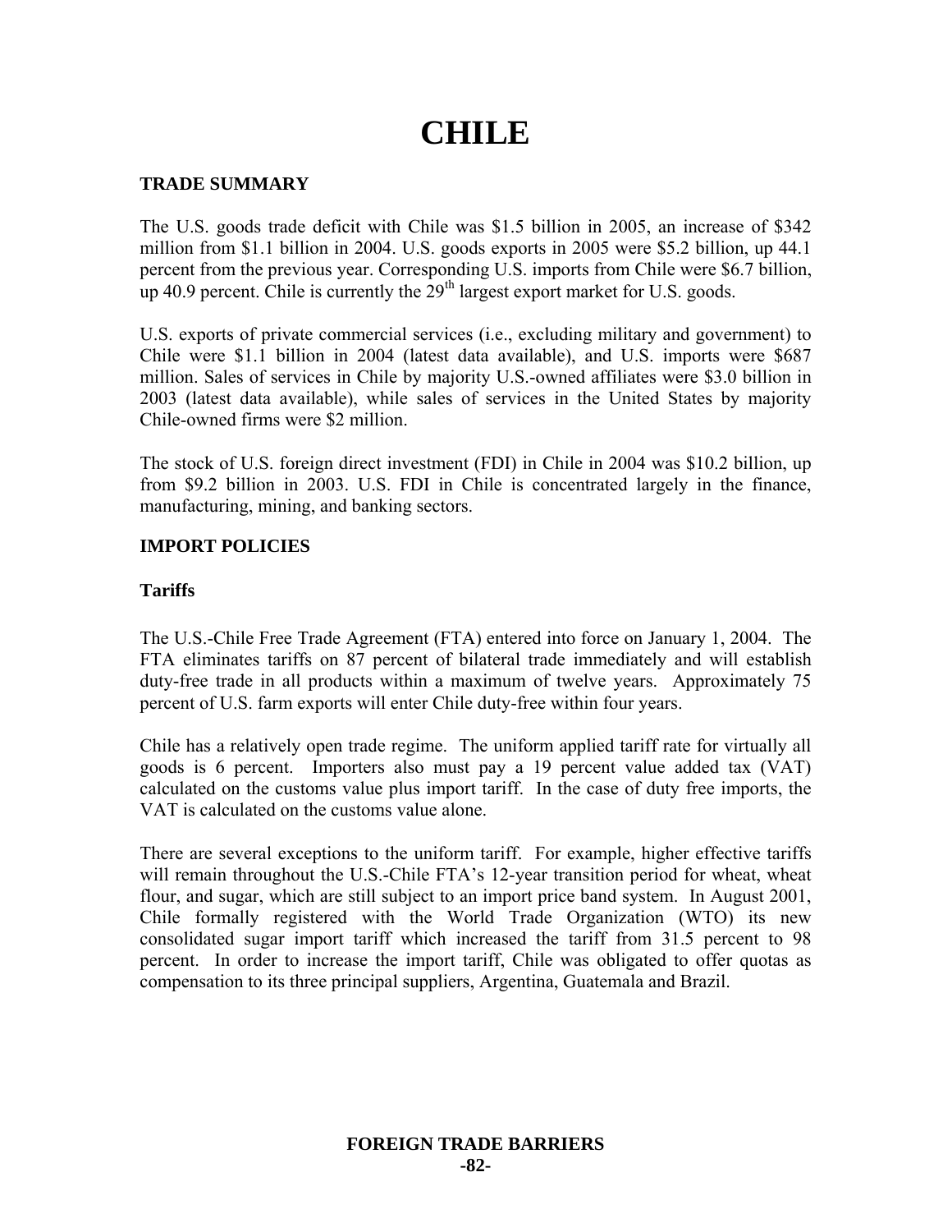# CHILE

## TRADE SUMMARY

The U.S. goods trade deficit with Chile was $1.5 billion in 2005, an increase of $342 million from $1.1 billion in 2004. U.S. goods exports in 2005 were $5.2 billion, up 44.1 percent from the previous year. Corresponding U.S. imports from Chile were $6.7 billion, up 40.9 percent. Chile is currently the 29th largest export market for U.S. goods.

U.S. exports of private commercial services (i.e., excluding military and government) to Chile were $1.1 billion in 2004 (latest data available), and U.S. imports were $687 million. Sales of services in Chile by majority U.S.-owned affiliates were $3.0 billion in 2003 (latest data available), while sales of services in the United States by majority Chile-owned firms were $2 million.

The stock of U.S. foreign direct investment (FDI) in Chile in 2004 was $10.2 billion, up from $9.2 billion in 2003. U.S. FDI in Chile is concentrated largely in the finance, manufacturing, mining, and banking sectors.

## IMPORT POLICIES

### Tariffs

The U.S.-Chile Free Trade Agreement (FTA) entered into force on January 1, 2004. The FTA eliminates tariffs on 87 percent of bilateral trade immediately and will establish duty-free trade in all products within a maximum of twelve years. Approximately 75 percent of U.S. farm exports will enter Chile duty-free within four years.

Chile has a relatively open trade regime. The uniform applied tariff rate for virtually all goods is 6 percent. Importers also must pay a 19 percent value added tax (VAT) calculated on the customs value plus import tariff. In the case of duty free imports, the VAT is calculated on the customs value alone.

There are several exceptions to the uniform tariff. For example, higher effective tariffs will remain throughout the U.S.-Chile FTA's 12-year transition period for wheat, wheat flour, and sugar, which are still subject to an import price band system. In August 2001, Chile formally registered with the World Trade Organization (WTO) its new consolidated sugar import tariff which increased the tariff from 31.5 percent to 98 percent. In order to increase the import tariff, Chile was obligated to offer quotas as compensation to its three principal suppliers, Argentina, Guatemala and Brazil.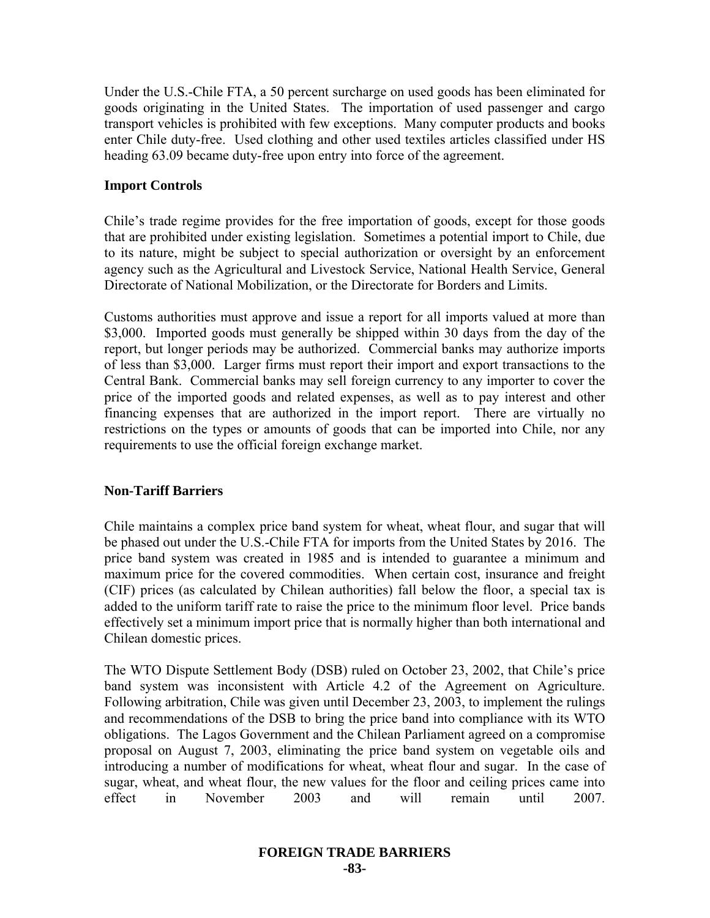Under the U.S.-Chile FTA, a 50 percent surcharge on used goods has been eliminated for goods originating in the United States. The importation of used passenger and cargo transport vehicles is prohibited with few exceptions. Many computer products and books enter Chile duty-free. Used clothing and other used textiles articles classified under HS heading 63.09 became duty-free upon entry into force of the agreement.

**Import Controls**

Chile's trade regime provides for the free importation of goods, except for those goods that are prohibited under existing legislation. Sometimes a potential import to Chile, due to its nature, might be subject to special authorization or oversight by an enforcement agency such as the Agricultural and Livestock Service, National Health Service, General Directorate of National Mobilization, or the Directorate for Borders and Limits.

Customs authorities must approve and issue a report for all imports valued at more than $3,000. Imported goods must generally be shipped within 30 days from the day of the report, but longer periods may be authorized. Commercial banks may authorize imports of less than $3,000. Larger firms must report their import and export transactions to the Central Bank. Commercial banks may sell foreign currency to any importer to cover the price of the imported goods and related expenses, as well as to pay interest and other financing expenses that are authorized in the import report. There are virtually no restrictions on the types or amounts of goods that can be imported into Chile, nor any requirements to use the official foreign exchange market.

**Non-Tariff Barriers**

Chile maintains a complex price band system for wheat, wheat flour, and sugar that will be phased out under the U.S.-Chile FTA for imports from the United States by 2016. The price band system was created in 1985 and is intended to guarantee a minimum and maximum price for the covered commodities. When certain cost, insurance and freight (CIF) prices (as calculated by Chilean authorities) fall below the floor, a special tax is added to the uniform tariff rate to raise the price to the minimum floor level. Price bands effectively set a minimum import price that is normally higher than both international and Chilean domestic prices.

The WTO Dispute Settlement Body (DSB) ruled on October 23, 2002, that Chile's price band system was inconsistent with Article 4.2 of the Agreement on Agriculture. Following arbitration, Chile was given until December 23, 2003, to implement the rulings and recommendations of the DSB to bring the price band into compliance with its WTO obligations. The Lagos Government and the Chilean Parliament agreed on a compromise proposal on August 7, 2003, eliminating the price band system on vegetable oils and introducing a number of modifications for wheat, wheat flour and sugar. In the case of sugar, wheat, and wheat flour, the new values for the floor and ceiling prices came into effect in November 2003 and will remain until 2007.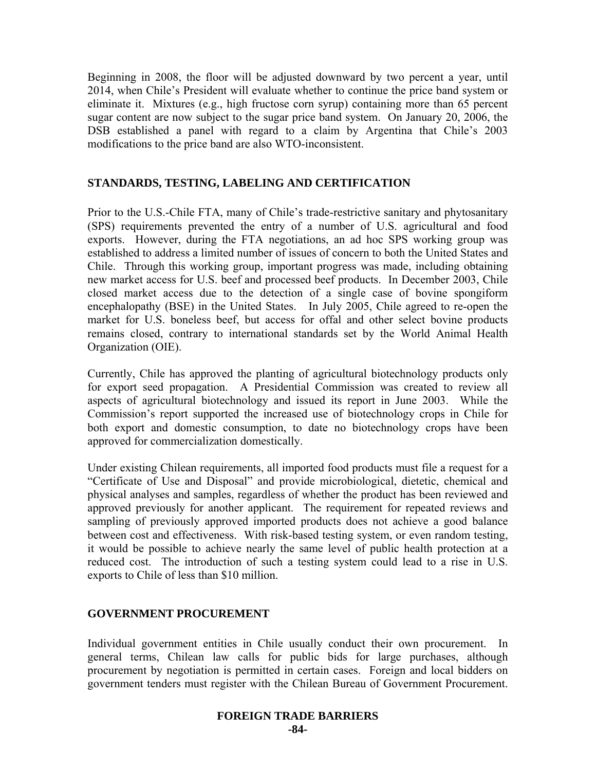Beginning in 2008, the floor will be adjusted downward by two percent a year, until 2014, when Chile's President will evaluate whether to continue the price band system or eliminate it. Mixtures (e.g., high fructose corn syrup) containing more than 65 percent sugar content are now subject to the sugar price band system. On January 20, 2006, the DSB established a panel with regard to a claim by Argentina that Chile's 2003 modifications to the price band are also WTO-inconsistent.

## STANDARDS, TESTING, LABELING AND CERTIFICATION

Prior to the U.S.-Chile FTA, many of Chile's trade-restrictive sanitary and phytosanitary (SPS) requirements prevented the entry of a number of U.S. agricultural and food exports. However, during the FTA negotiations, an ad hoc SPS working group was established to address a limited number of issues of concern to both the United States and Chile. Through this working group, important progress was made, including obtaining new market access for U.S. beef and processed beef products. In December 2003, Chile closed market access due to the detection of a single case of bovine spongiform encephalopathy (BSE) in the United States. In July 2005, Chile agreed to re-open the market for U.S. boneless beef, but access for offal and other select bovine products remains closed, contrary to international standards set by the World Animal Health Organization (OIE).

Currently, Chile has approved the planting of agricultural biotechnology products only for export seed propagation. A Presidential Commission was created to review all aspects of agricultural biotechnology and issued its report in June 2003. While the Commission's report supported the increased use of biotechnology crops in Chile for both export and domestic consumption, to date no biotechnology crops have been approved for commercialization domestically.

Under existing Chilean requirements, all imported food products must file a request for a "Certificate of Use and Disposal" and provide microbiological, dietetic, chemical and physical analyses and samples, regardless of whether the product has been reviewed and approved previously for another applicant. The requirement for repeated reviews and sampling of previously approved imported products does not achieve a good balance between cost and effectiveness. With risk-based testing system, or even random testing, it would be possible to achieve nearly the same level of public health protection at a reduced cost. The introduction of such a testing system could lead to a rise in U.S. exports to Chile of less than $10 million.

## GOVERNMENT PROCUREMENT

Individual government entities in Chile usually conduct their own procurement. In general terms, Chilean law calls for public bids for large purchases, although procurement by negotiation is permitted in certain cases. Foreign and local bidders on government tenders must register with the Chilean Bureau of Government Procurement.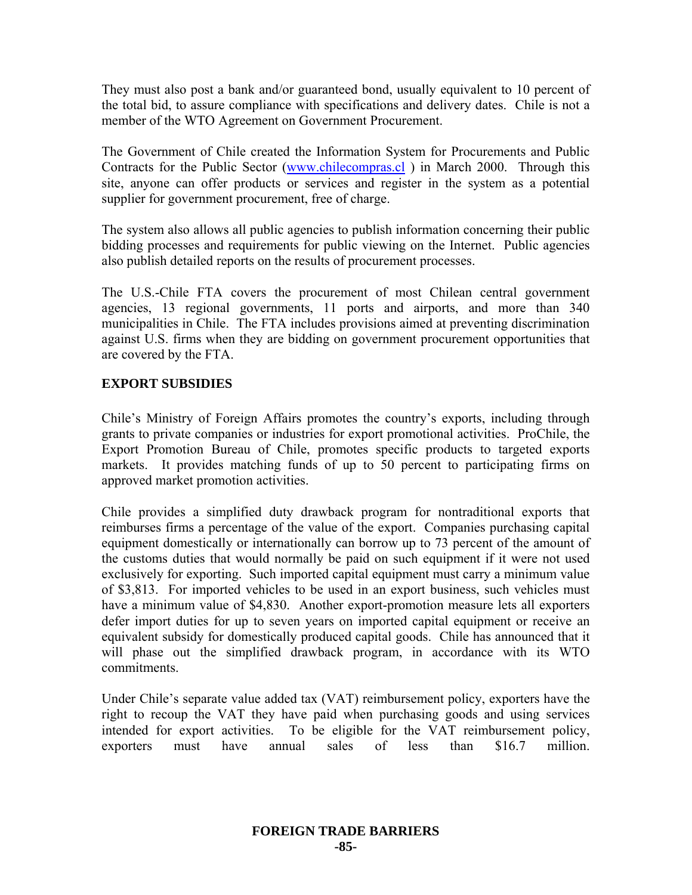They must also post a bank and/or guaranteed bond, usually equivalent to 10 percent of the total bid, to assure compliance with specifications and delivery dates. Chile is not a member of the WTO Agreement on Government Procurement.

The Government of Chile created the Information System for Procurements and Public Contracts for the Public Sector (www.chilecompras.cl ) in March 2000. Through this site, anyone can offer products or services and register in the system as a potential supplier for government procurement, free of charge.

The system also allows all public agencies to publish information concerning their public bidding processes and requirements for public viewing on the Internet. Public agencies also publish detailed reports on the results of procurement processes.

The U.S.-Chile FTA covers the procurement of most Chilean central government agencies, 13 regional governments, 11 ports and airports, and more than 340 municipalities in Chile. The FTA includes provisions aimed at preventing discrimination against U.S. firms when they are bidding on government procurement opportunities that are covered by the FTA.

## EXPORT SUBSIDIES

Chile's Ministry of Foreign Affairs promotes the country's exports, including through grants to private companies or industries for export promotional activities. ProChile, the Export Promotion Bureau of Chile, promotes specific products to targeted exports markets. It provides matching funds of up to 50 percent to participating firms on approved market promotion activities.

Chile provides a simplified duty drawback program for nontraditional exports that reimburses firms a percentage of the value of the export. Companies purchasing capital equipment domestically or internationally can borrow up to 73 percent of the amount of the customs duties that would normally be paid on such equipment if it were not used exclusively for exporting. Such imported capital equipment must carry a minimum value of $3,813. For imported vehicles to be used in an export business, such vehicles must have a minimum value of $4,830. Another export-promotion measure lets all exporters defer import duties for up to seven years on imported capital equipment or receive an equivalent subsidy for domestically produced capital goods. Chile has announced that it will phase out the simplified drawback program, in accordance with its WTO commitments.

Under Chile's separate value added tax (VAT) reimbursement policy, exporters have the right to recoup the VAT they have paid when purchasing goods and using services intended for export activities. To be eligible for the VAT reimbursement policy, exporters must have annual sales of less than $16.7 million.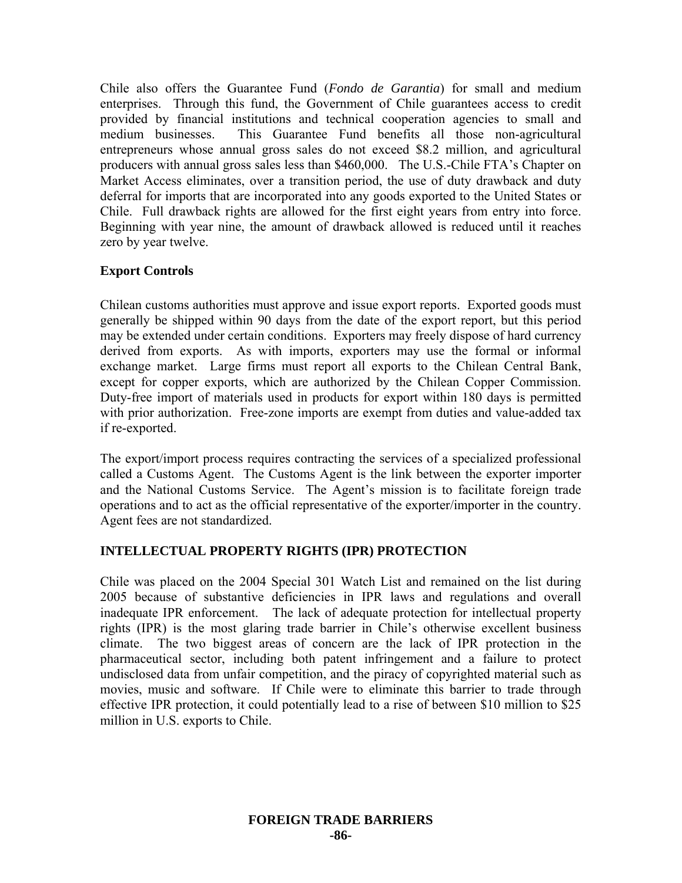Chile also offers the Guarantee Fund (*Fondo de Garantia*) for small and medium enterprises. Through this fund, the Government of Chile guarantees access to credit provided by financial institutions and technical cooperation agencies to small and medium businesses. This Guarantee Fund benefits all those non-agricultural entrepreneurs whose annual gross sales do not exceed $8.2 million, and agricultural producers with annual gross sales less than $460,000. The U.S.-Chile FTA's Chapter on Market Access eliminates, over a transition period, the use of duty drawback and duty deferral for imports that are incorporated into any goods exported to the United States or Chile. Full drawback rights are allowed for the first eight years from entry into force. Beginning with year nine, the amount of drawback allowed is reduced until it reaches zero by year twelve.

**Export Controls**

Chilean customs authorities must approve and issue export reports. Exported goods must generally be shipped within 90 days from the date of the export report, but this period may be extended under certain conditions. Exporters may freely dispose of hard currency derived from exports. As with imports, exporters may use the formal or informal exchange market. Large firms must report all exports to the Chilean Central Bank, except for copper exports, which are authorized by the Chilean Copper Commission. Duty-free import of materials used in products for export within 180 days is permitted with prior authorization. Free-zone imports are exempt from duties and value-added tax if re-exported.

The export/import process requires contracting the services of a specialized professional called a Customs Agent. The Customs Agent is the link between the exporter importer and the National Customs Service. The Agent's mission is to facilitate foreign trade operations and to act as the official representative of the exporter/importer in the country. Agent fees are not standardized.

## INTELLECTUAL PROPERTY RIGHTS (IPR) PROTECTION

Chile was placed on the 2004 Special 301 Watch List and remained on the list during 2005 because of substantive deficiencies in IPR laws and regulations and overall inadequate IPR enforcement. The lack of adequate protection for intellectual property rights (IPR) is the most glaring trade barrier in Chile's otherwise excellent business climate. The two biggest areas of concern are the lack of IPR protection in the pharmaceutical sector, including both patent infringement and a failure to protect undisclosed data from unfair competition, and the piracy of copyrighted material such as movies, music and software. If Chile were to eliminate this barrier to trade through effective IPR protection, it could potentially lead to a rise of between $10 million to $25 million in U.S. exports to Chile.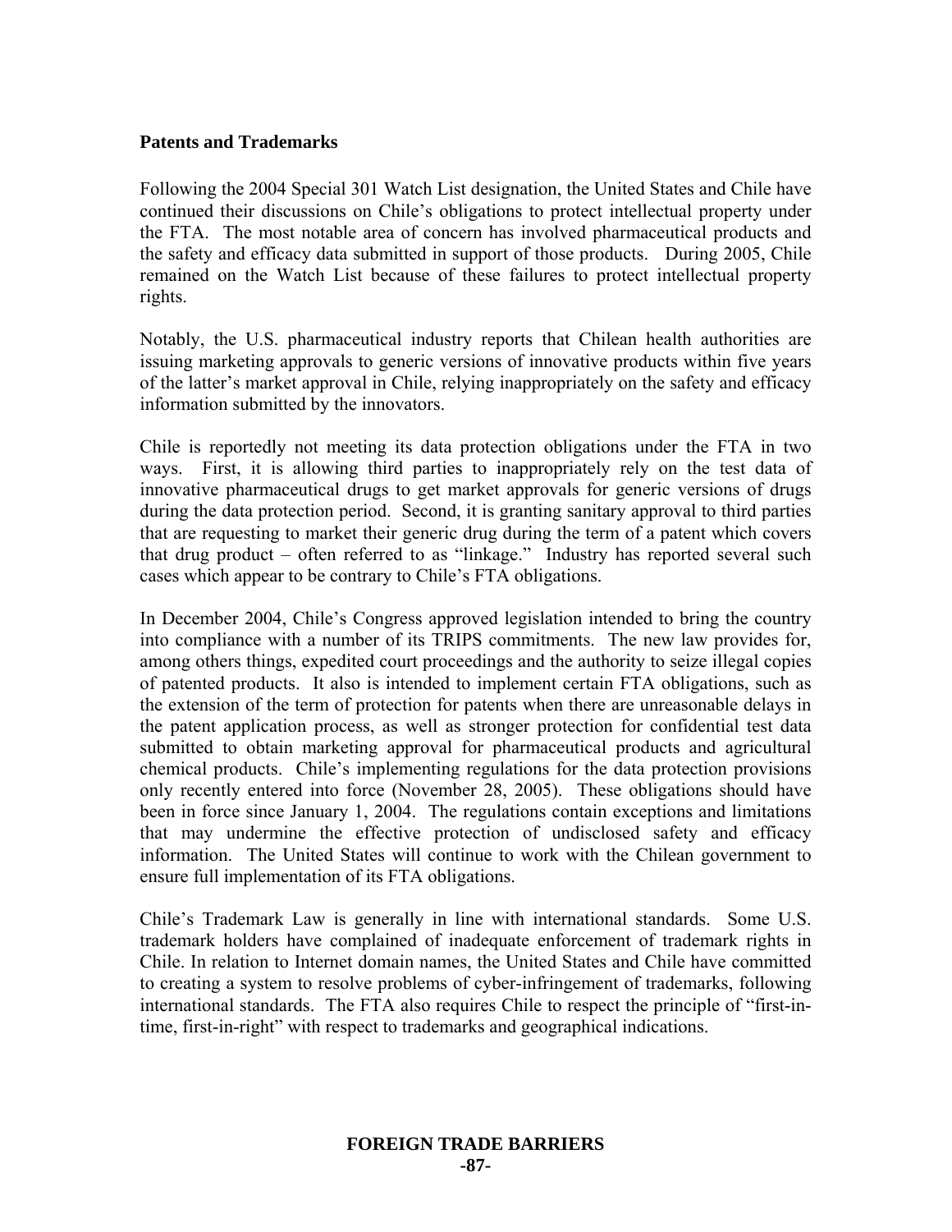**Patents and Trademarks**

Following the 2004 Special 301 Watch List designation, the United States and Chile have continued their discussions on Chile's obligations to protect intellectual property under the FTA. The most notable area of concern has involved pharmaceutical products and the safety and efficacy data submitted in support of those products. During 2005, Chile remained on the Watch List because of these failures to protect intellectual property rights.

Notably, the U.S. pharmaceutical industry reports that Chilean health authorities are issuing marketing approvals to generic versions of innovative products within five years of the latter's market approval in Chile, relying inappropriately on the safety and efficacy information submitted by the innovators.

Chile is reportedly not meeting its data protection obligations under the FTA in two ways. First, it is allowing third parties to inappropriately rely on the test data of innovative pharmaceutical drugs to get market approvals for generic versions of drugs during the data protection period. Second, it is granting sanitary approval to third parties that are requesting to market their generic drug during the term of a patent which covers that drug product – often referred to as "linkage." Industry has reported several such cases which appear to be contrary to Chile's FTA obligations.

In December 2004, Chile's Congress approved legislation intended to bring the country into compliance with a number of its TRIPS commitments. The new law provides for, among others things, expedited court proceedings and the authority to seize illegal copies of patented products. It also is intended to implement certain FTA obligations, such as the extension of the term of protection for patents when there are unreasonable delays in the patent application process, as well as stronger protection for confidential test data submitted to obtain marketing approval for pharmaceutical products and agricultural chemical products. Chile's implementing regulations for the data protection provisions only recently entered into force (November 28, 2005). These obligations should have been in force since January 1, 2004. The regulations contain exceptions and limitations that may undermine the effective protection of undisclosed safety and efficacy information. The United States will continue to work with the Chilean government to ensure full implementation of its FTA obligations.

Chile's Trademark Law is generally in line with international standards. Some U.S. trademark holders have complained of inadequate enforcement of trademark rights in Chile. In relation to Internet domain names, the United States and Chile have committed to creating a system to resolve problems of cyber-infringement of trademarks, following international standards. The FTA also requires Chile to respect the principle of "first-in-time, first-in-right" with respect to trademarks and geographical indications.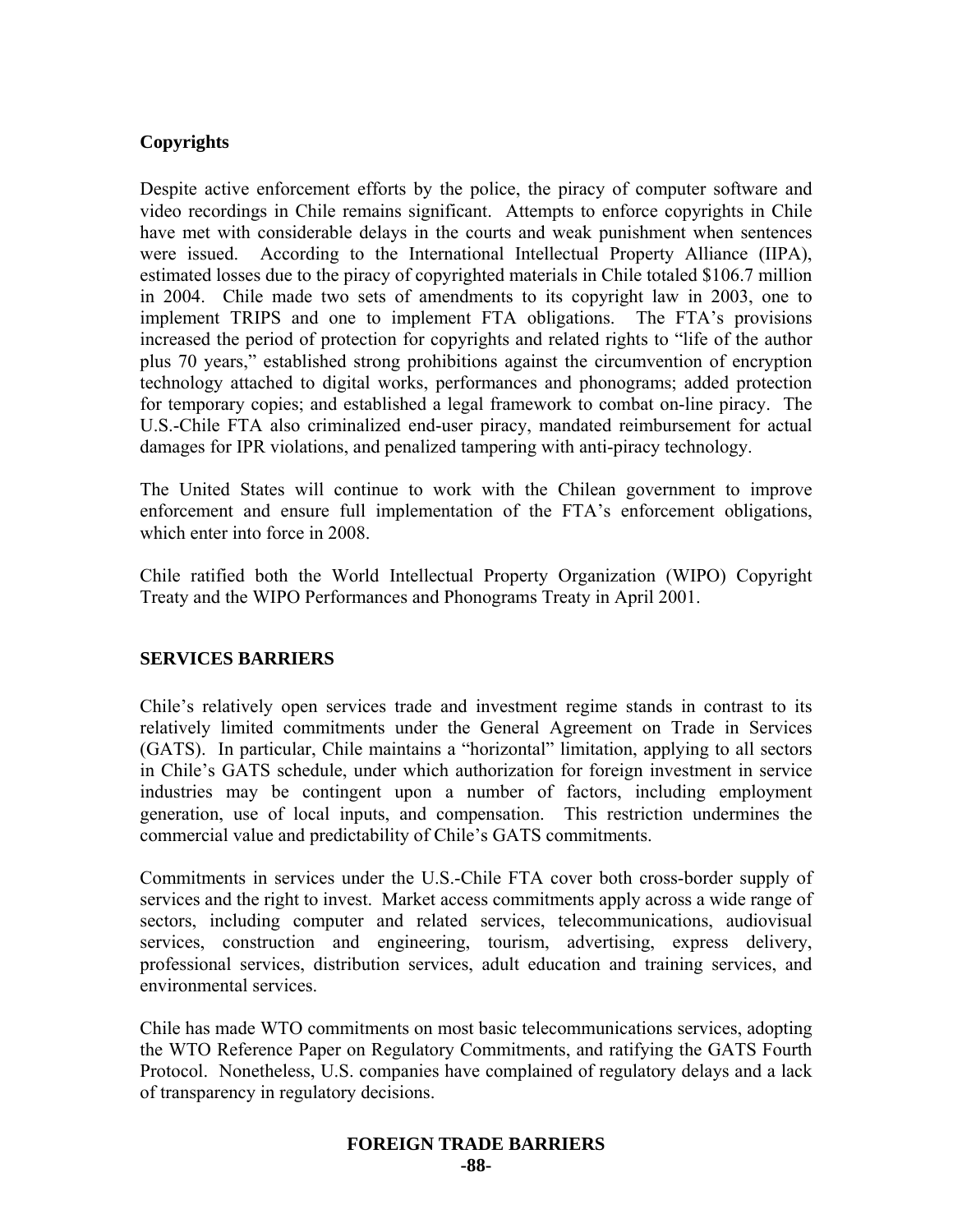### Copyrights

Despite active enforcement efforts by the police, the piracy of computer software and video recordings in Chile remains significant. Attempts to enforce copyrights in Chile have met with considerable delays in the courts and weak punishment when sentences were issued. According to the International Intellectual Property Alliance (IIPA), estimated losses due to the piracy of copyrighted materials in Chile totaled \$106.7 million in 2004. Chile made two sets of amendments to its copyright law in 2003, one to implement TRIPS and one to implement FTA obligations. The FTA's provisions increased the period of protection for copyrights and related rights to "life of the author plus 70 years," established strong prohibitions against the circumvention of encryption technology attached to digital works, performances and phonograms; added protection for temporary copies; and established a legal framework to combat on-line piracy. The U.S.-Chile FTA also criminalized end-user piracy, mandated reimbursement for actual damages for IPR violations, and penalized tampering with anti-piracy technology.

The United States will continue to work with the Chilean government to improve enforcement and ensure full implementation of the FTA's enforcement obligations, which enter into force in 2008.

Chile ratified both the World Intellectual Property Organization (WIPO) Copyright Treaty and the WIPO Performances and Phonograms Treaty in April 2001.

## SERVICES BARRIERS

Chile's relatively open services trade and investment regime stands in contrast to its relatively limited commitments under the General Agreement on Trade in Services (GATS). In particular, Chile maintains a "horizontal" limitation, applying to all sectors in Chile's GATS schedule, under which authorization for foreign investment in service industries may be contingent upon a number of factors, including employment generation, use of local inputs, and compensation. This restriction undermines the commercial value and predictability of Chile's GATS commitments.

Commitments in services under the U.S.-Chile FTA cover both cross-border supply of services and the right to invest. Market access commitments apply across a wide range of sectors, including computer and related services, telecommunications, audiovisual services, construction and engineering, tourism, advertising, express delivery, professional services, distribution services, adult education and training services, and environmental services.

Chile has made WTO commitments on most basic telecommunications services, adopting the WTO Reference Paper on Regulatory Commitments, and ratifying the GATS Fourth Protocol. Nonetheless, U.S. companies have complained of regulatory delays and a lack of transparency in regulatory decisions.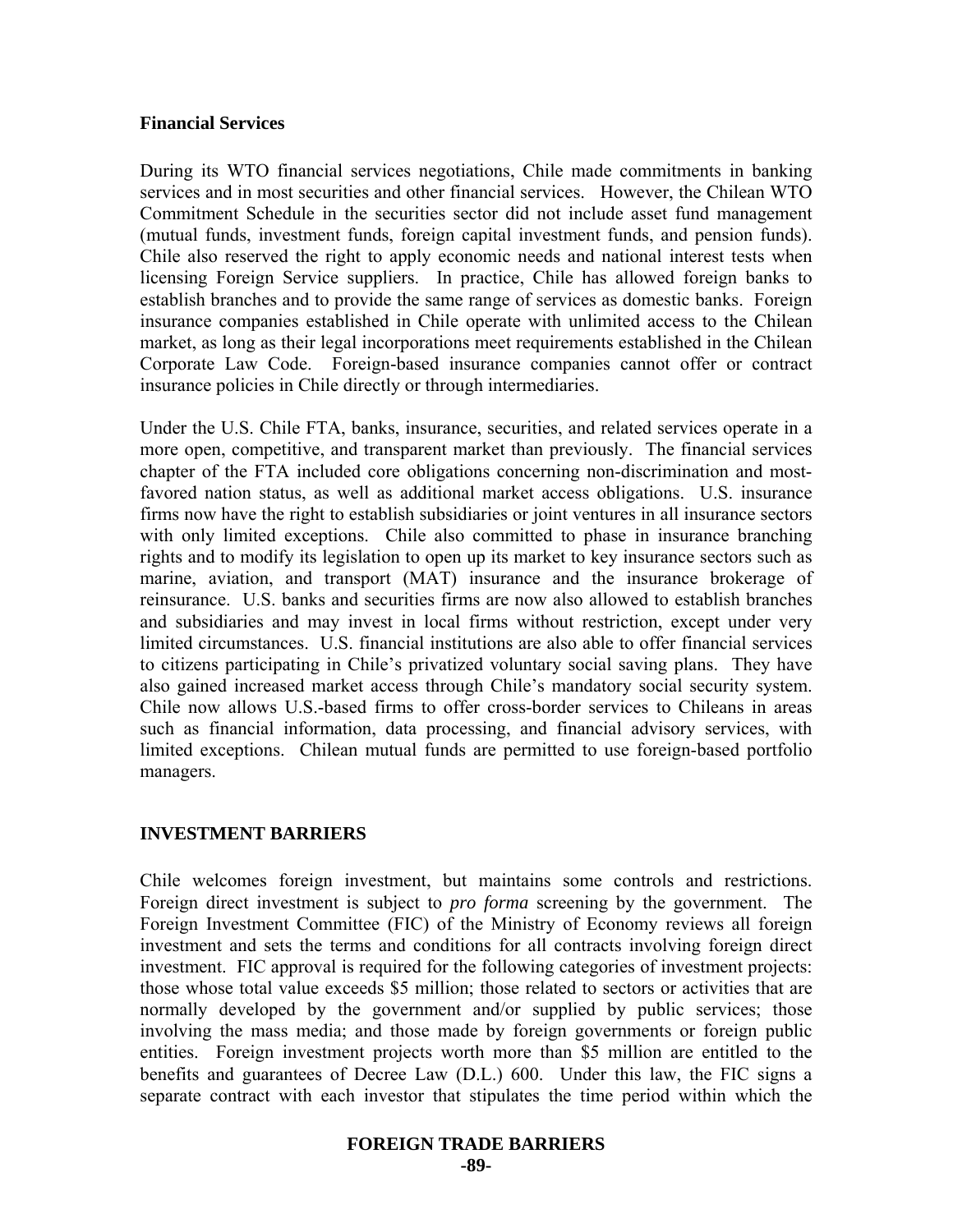### Financial Services

During its WTO financial services negotiations, Chile made commitments in banking services and in most securities and other financial services. However, the Chilean WTO Commitment Schedule in the securities sector did not include asset fund management (mutual funds, investment funds, foreign capital investment funds, and pension funds). Chile also reserved the right to apply economic needs and national interest tests when licensing Foreign Service suppliers. In practice, Chile has allowed foreign banks to establish branches and to provide the same range of services as domestic banks. Foreign insurance companies established in Chile operate with unlimited access to the Chilean market, as long as their legal incorporations meet requirements established in the Chilean Corporate Law Code. Foreign-based insurance companies cannot offer or contract insurance policies in Chile directly or through intermediaries.

Under the U.S. Chile FTA, banks, insurance, securities, and related services operate in a more open, competitive, and transparent market than previously. The financial services chapter of the FTA included core obligations concerning non-discrimination and most-favored nation status, as well as additional market access obligations. U.S. insurance firms now have the right to establish subsidiaries or joint ventures in all insurance sectors with only limited exceptions. Chile also committed to phase in insurance branching rights and to modify its legislation to open up its market to key insurance sectors such as marine, aviation, and transport (MAT) insurance and the insurance brokerage of reinsurance. U.S. banks and securities firms are now also allowed to establish branches and subsidiaries and may invest in local firms without restriction, except under very limited circumstances. U.S. financial institutions are also able to offer financial services to citizens participating in Chile's privatized voluntary social saving plans. They have also gained increased market access through Chile's mandatory social security system. Chile now allows U.S.-based firms to offer cross-border services to Chileans in areas such as financial information, data processing, and financial advisory services, with limited exceptions. Chilean mutual funds are permitted to use foreign-based portfolio managers.

## INVESTMENT BARRIERS

Chile welcomes foreign investment, but maintains some controls and restrictions. Foreign direct investment is subject to *pro forma* screening by the government. The Foreign Investment Committee (FIC) of the Ministry of Economy reviews all foreign investment and sets the terms and conditions for all contracts involving foreign direct investment. FIC approval is required for the following categories of investment projects: those whose total value exceeds $5 million; those related to sectors or activities that are normally developed by the government and/or supplied by public services; those involving the mass media; and those made by foreign governments or foreign public entities. Foreign investment projects worth more than $5 million are entitled to the benefits and guarantees of Decree Law (D.L.) 600. Under this law, the FIC signs a separate contract with each investor that stipulates the time period within which the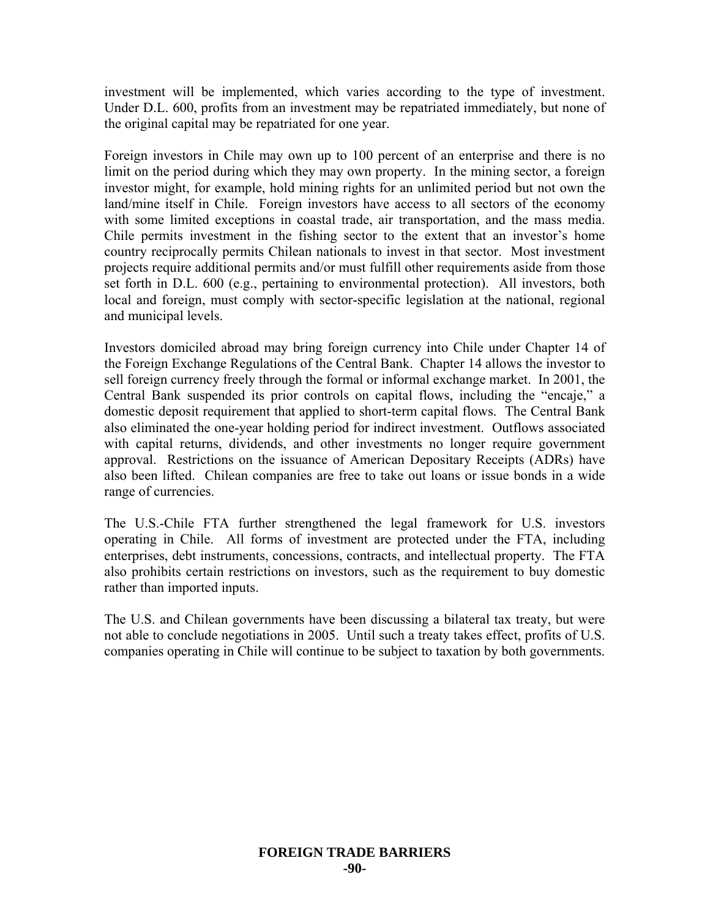investment will be implemented, which varies according to the type of investment. Under D.L. 600, profits from an investment may be repatriated immediately, but none of the original capital may be repatriated for one year.

Foreign investors in Chile may own up to 100 percent of an enterprise and there is no limit on the period during which they may own property. In the mining sector, a foreign investor might, for example, hold mining rights for an unlimited period but not own the land/mine itself in Chile. Foreign investors have access to all sectors of the economy with some limited exceptions in coastal trade, air transportation, and the mass media. Chile permits investment in the fishing sector to the extent that an investor's home country reciprocally permits Chilean nationals to invest in that sector. Most investment projects require additional permits and/or must fulfill other requirements aside from those set forth in D.L. 600 (e.g., pertaining to environmental protection). All investors, both local and foreign, must comply with sector-specific legislation at the national, regional and municipal levels.

Investors domiciled abroad may bring foreign currency into Chile under Chapter 14 of the Foreign Exchange Regulations of the Central Bank. Chapter 14 allows the investor to sell foreign currency freely through the formal or informal exchange market. In 2001, the Central Bank suspended its prior controls on capital flows, including the "encaje," a domestic deposit requirement that applied to short-term capital flows. The Central Bank also eliminated the one-year holding period for indirect investment. Outflows associated with capital returns, dividends, and other investments no longer require government approval. Restrictions on the issuance of American Depositary Receipts (ADRs) have also been lifted. Chilean companies are free to take out loans or issue bonds in a wide range of currencies.

The U.S.-Chile FTA further strengthened the legal framework for U.S. investors operating in Chile. All forms of investment are protected under the FTA, including enterprises, debt instruments, concessions, contracts, and intellectual property. The FTA also prohibits certain restrictions on investors, such as the requirement to buy domestic rather than imported inputs.

The U.S. and Chilean governments have been discussing a bilateral tax treaty, but were not able to conclude negotiations in 2005. Until such a treaty takes effect, profits of U.S. companies operating in Chile will continue to be subject to taxation by both governments.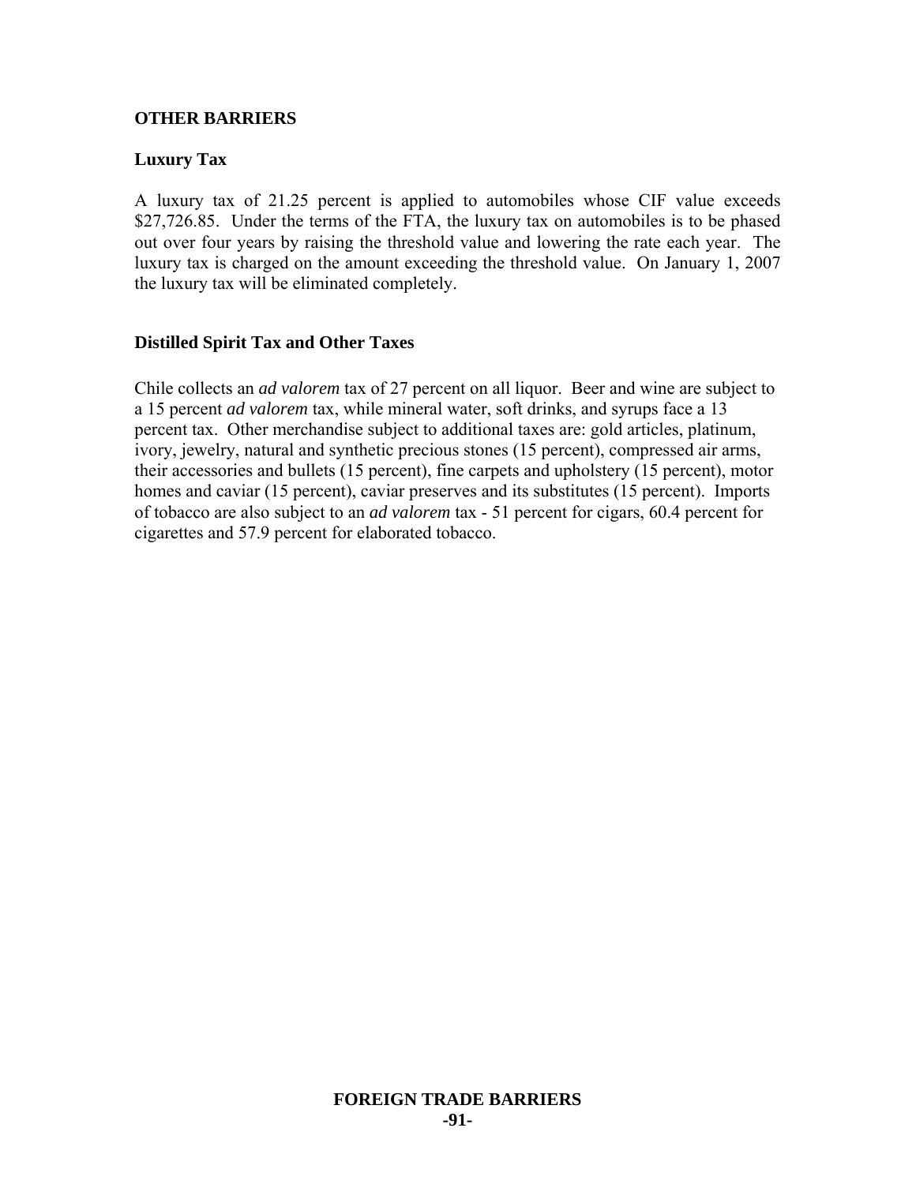## OTHER BARRIERS

### Luxury Tax

A luxury tax of 21.25 percent is applied to automobiles whose CIF value exceeds $27,726.85. Under the terms of the FTA, the luxury tax on automobiles is to be phased out over four years by raising the threshold value and lowering the rate each year. The luxury tax is charged on the amount exceeding the threshold value. On January 1, 2007 the luxury tax will be eliminated completely.

### Distilled Spirit Tax and Other Taxes

Chile collects an *ad valorem* tax of 27 percent on all liquor. Beer and wine are subject to a 15 percent *ad valorem* tax, while mineral water, soft drinks, and syrups face a 13 percent tax. Other merchandise subject to additional taxes are: gold articles, platinum, ivory, jewelry, natural and synthetic precious stones (15 percent), compressed air arms, their accessories and bullets (15 percent), fine carpets and upholstery (15 percent), motor homes and caviar (15 percent), caviar preserves and its substitutes (15 percent). Imports of tobacco are also subject to an *ad valorem* tax - 51 percent for cigars, 60.4 percent for cigarettes and 57.9 percent for elaborated tobacco.